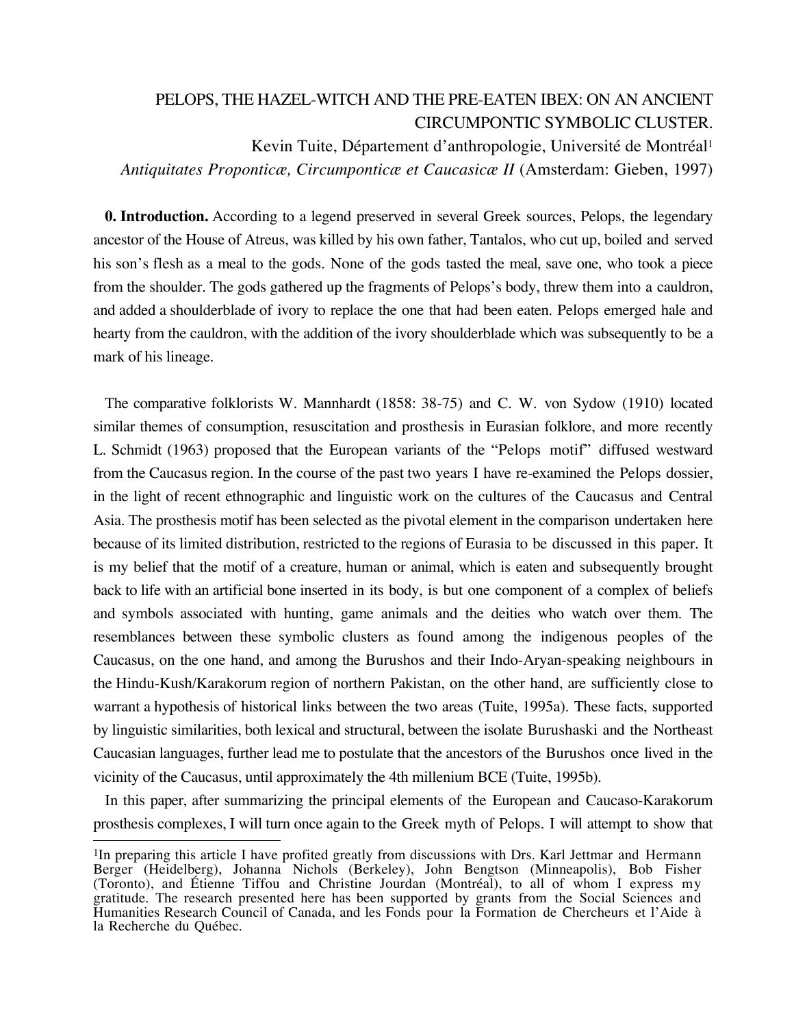# PELOPS, THE HAZEL-WITCH AND THE PRE-EATEN IBEX: ON AN ANCIENT CIRCUMPONTIC SYMBOLIC CLUSTER.

Kevin Tuite, Département d'anthropologie, Université de Montréal[1]

*Antiquitates Proponticæ, Circumponticæ et Caucasicæ II* (Amsterdam: Gieben, 1997)

**0. Introduction.** According to a legend preserved in several Greek sources, Pelops, the legendary ancestor of the House of Atreus, was killed by his own father, Tantalos, who cut up, boiled and served his son's flesh as a meal to the gods. None of the gods tasted the meal, save one, who took a piece from the shoulder. The gods gathered up the fragments of Pelops's body, threw them into a cauldron, and added a shoulderblade of ivory to replace the one that had been eaten. Pelops emerged hale and hearty from the cauldron, with the addition of the ivory shoulderblade which was subsequently to be a mark of his lineage.

The comparative folklorists W. Mannhardt (1858: 38-75) and C. W. von Sydow (1910) located similar themes of consumption, resuscitation and prosthesis in Eurasian folklore, and more recently L. Schmidt (1963) proposed that the European variants of the "Pelops motif" diffused westward from the Caucasus region. In the course of the past two years I have re-examined the Pelops dossier, in the light of recent ethnographic and linguistic work on the cultures of the Caucasus and Central Asia. The prosthesis motif has been selected as the pivotal element in the comparison undertaken here because of its limited distribution, restricted to the regions of Eurasia to be discussed in this paper. It is my belief that the motif of a creature, human or animal, which is eaten and subsequently brought back to life with an artificial bone inserted in its body, is but one component of a complex of beliefs and symbols associated with hunting, game animals and the deities who watch over them. The resemblances between these symbolic clusters as found among the indigenous peoples of the Caucasus, on the one hand, and among the Burushos and their Indo-Aryan-speaking neighbours in the Hindu-Kush/Karakorum region of northern Pakistan, on the other hand, are sufficiently close to warrant a hypothesis of historical links between the two areas (Tuite, 1995a). These facts, supported by linguistic similarities, both lexical and structural, between the isolate Burushaski and the Northeast Caucasian languages, further lead me to postulate that the ancestors of the Burushos once lived in the vicinity of the Caucasus, until approximately the 4th millenium BCE (Tuite, 1995b).

In this paper, after summarizing the principal elements of the European and Caucaso-Karakorum prosthesis complexes, I will turn once again to the Greek myth of Pelops. I will attempt to show that

---

[1] In preparing this article I have profited greatly from discussions with Drs. Karl Jettmar and Hermann Berger (Heidelberg), Johanna Nichols (Berkeley), John Bengtson (Minneapolis), Bob Fisher (Toronto), and Étienne Tiffou and Christine Jourdan (Montréal), to all of whom I express my gratitude. The research presented here has been supported by grants from the Social Sciences and Humanities Research Council of Canada, and les Fonds pour la Formation de Chercheurs et l'Aide à la Recherche du Québec.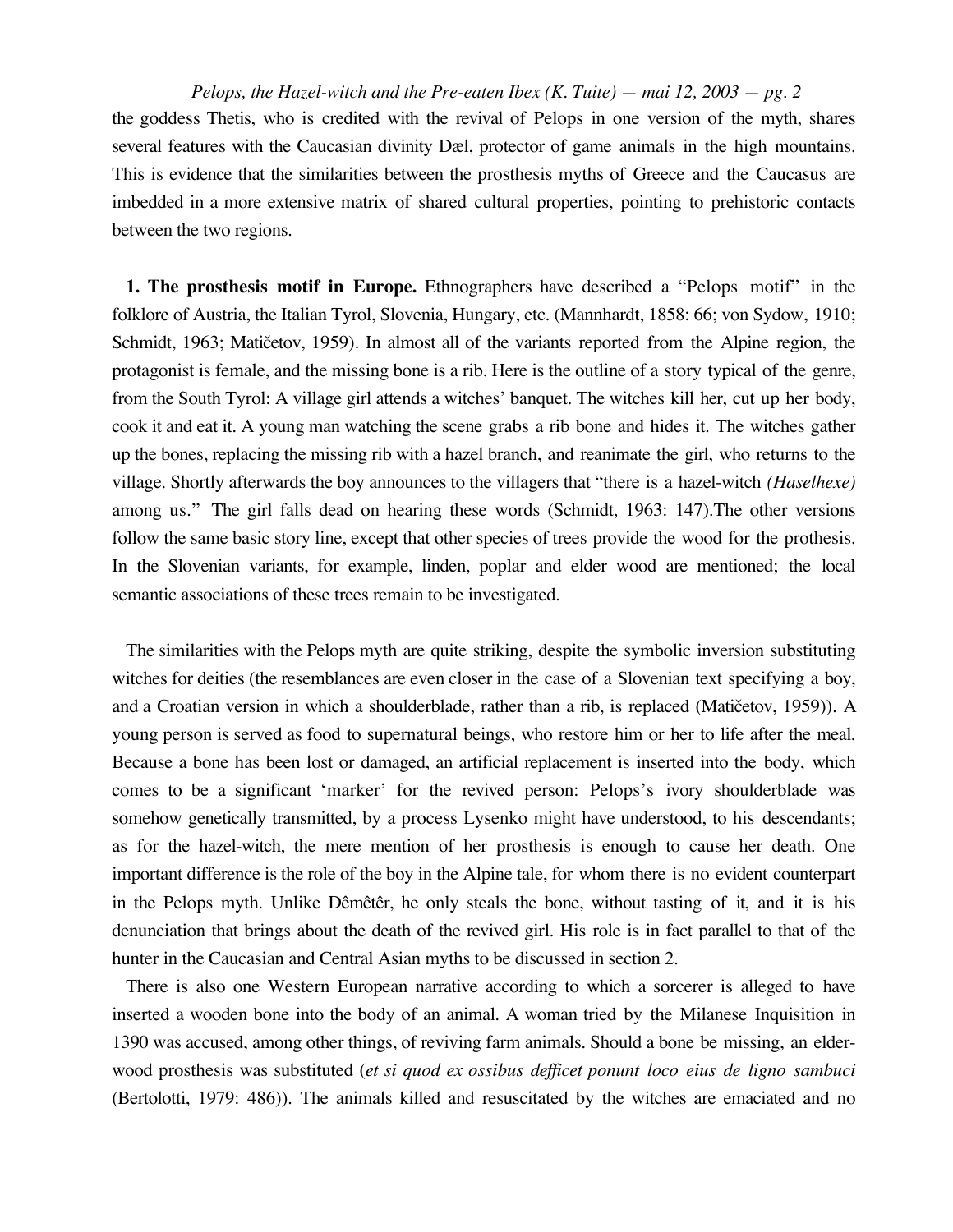the goddess Thetis, who is credited with the revival of Pelops in one version of the myth, shares several features with the Caucasian divinity Dæl, protector of game animals in the high mountains. This is evidence that the similarities between the prosthesis myths of Greece and the Caucasus are imbedded in a more extensive matrix of shared cultural properties, pointing to prehistoric contacts between the two regions.

**1. The prosthesis motif in Europe.** Ethnographers have described a "Pelops motif" in the folklore of Austria, the Italian Tyrol, Slovenia, Hungary, etc. (Mannhardt, 1858: 66; von Sydow, 1910; Schmidt, 1963; Matičetov, 1959). In almost all of the variants reported from the Alpine region, the protagonist is female, and the missing bone is a rib. Here is the outline of a story typical of the genre, from the South Tyrol: A village girl attends a witches' banquet. The witches kill her, cut up her body, cook it and eat it. A young man watching the scene grabs a rib bone and hides it. The witches gather up the bones, replacing the missing rib with a hazel branch, and reanimate the girl, who returns to the village. Shortly afterwards the boy announces to the villagers that "there is a hazel-witch *(Haselhexe)* among us." The girl falls dead on hearing these words (Schmidt, 1963: 147).The other versions follow the same basic story line, except that other species of trees provide the wood for the prothesis. In the Slovenian variants, for example, linden, poplar and elder wood are mentioned; the local semantic associations of these trees remain to be investigated.

The similarities with the Pelops myth are quite striking, despite the symbolic inversion substituting witches for deities (the resemblances are even closer in the case of a Slovenian text specifying a boy, and a Croatian version in which a shoulderblade, rather than a rib, is replaced (Matičetov, 1959)). A young person is served as food to supernatural beings, who restore him or her to life after the meal. Because a bone has been lost or damaged, an artificial replacement is inserted into the body, which comes to be a significant 'marker' for the revived person: Pelops's ivory shoulderblade was somehow genetically transmitted, by a process Lysenko might have understood, to his descendants; as for the hazel-witch, the mere mention of her prosthesis is enough to cause her death. One important difference is the role of the boy in the Alpine tale, for whom there is no evident counterpart in the Pelops myth. Unlike Dêmêtêr, he only steals the bone, without tasting of it, and it is his denunciation that brings about the death of the revived girl. His role is in fact parallel to that of the hunter in the Caucasian and Central Asian myths to be discussed in section 2.

There is also one Western European narrative according to which a sorcerer is alleged to have inserted a wooden bone into the body of an animal. A woman tried by the Milanese Inquisition in 1390 was accused, among other things, of reviving farm animals. Should a bone be missing, an elder-wood prosthesis was substituted (*et si quod ex ossibus defficet ponunt loco eius de ligno sambuci* (Bertolotti, 1979: 486)). The animals killed and resuscitated by the witches are emaciated and no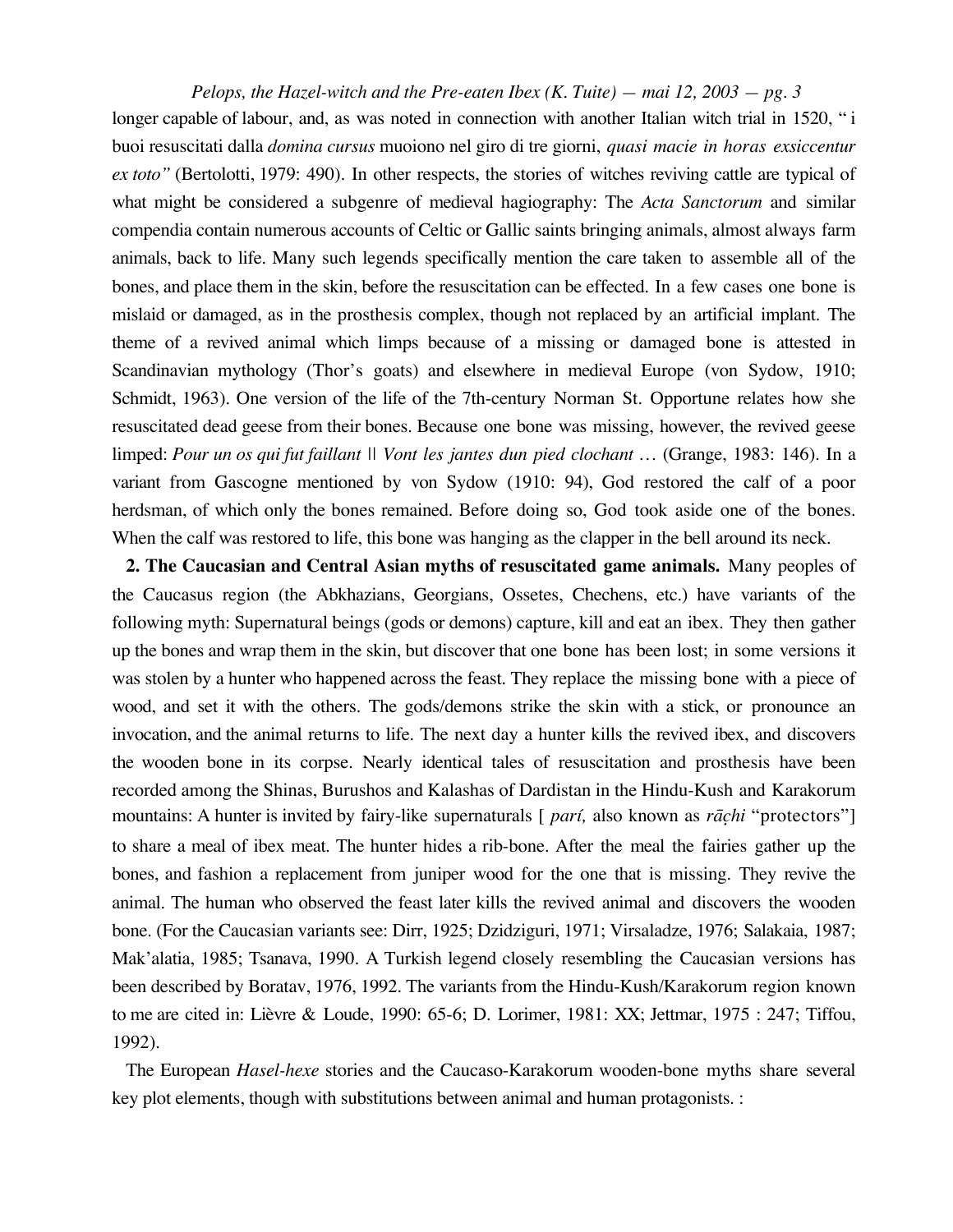longer capable of labour, and, as was noted in connection with another Italian witch trial in 1520, " i buoi resuscitati dalla *domina cursus* muoiono nel giro di tre giorni, *quasi macie in horas exsiccentur ex toto"* (Bertolotti, 1979: 490). In other respects, the stories of witches reviving cattle are typical of what might be considered a subgenre of medieval hagiography: The *Acta Sanctorum* and similar compendia contain numerous accounts of Celtic or Gallic saints bringing animals, almost always farm animals, back to life. Many such legends specifically mention the care taken to assemble all of the bones, and place them in the skin, before the resuscitation can be effected. In a few cases one bone is mislaid or damaged, as in the prosthesis complex, though not replaced by an artificial implant. The theme of a revived animal which limps because of a missing or damaged bone is attested in Scandinavian mythology (Thor's goats) and elsewhere in medieval Europe (von Sydow, 1910; Schmidt, 1963). One version of the life of the 7th-century Norman St. Opportune relates how she resuscitated dead geese from their bones. Because one bone was missing, however, the revived geese limped: *Pour un os qui fut faillant || Vont les jantes dun pied clochant* … (Grange, 1983: 146). In a variant from Gascogne mentioned by von Sydow (1910: 94), God restored the calf of a poor herdsman, of which only the bones remained. Before doing so, God took aside one of the bones. When the calf was restored to life, this bone was hanging as the clapper in the bell around its neck.

**2. The Caucasian and Central Asian myths of resuscitated game animals.** Many peoples of the Caucasus region (the Abkhazians, Georgians, Ossetes, Chechens, etc.) have variants of the following myth: Supernatural beings (gods or demons) capture, kill and eat an ibex. They then gather up the bones and wrap them in the skin, but discover that one bone has been lost; in some versions it was stolen by a hunter who happened across the feast. They replace the missing bone with a piece of wood, and set it with the others. The gods/demons strike the skin with a stick, or pronounce an invocation, and the animal returns to life. The next day a hunter kills the revived ibex, and discovers the wooden bone in its corpse. Nearly identical tales of resuscitation and prosthesis have been recorded among the Shinas, Burushos and Kalashas of Dardistan in the Hindu-Kush and Karakorum mountains: A hunter is invited by fairy-like supernaturals [ *parí,* also known as *rāc̣hi* "protectors"] to share a meal of ibex meat. The hunter hides a rib-bone. After the meal the fairies gather up the bones, and fashion a replacement from juniper wood for the one that is missing. They revive the animal. The human who observed the feast later kills the revived animal and discovers the wooden bone. (For the Caucasian variants see: Dirr, 1925; Dzidziguri, 1971; Virsaladze, 1976; Salakaia, 1987; Mak'alatia, 1985; Tsanava, 1990. A Turkish legend closely resembling the Caucasian versions has been described by Boratav, 1976, 1992. The variants from the Hindu-Kush/Karakorum region known to me are cited in: Lièvre & Loude, 1990: 65-6; D. Lorimer, 1981: XX; Jettmar, 1975 : 247; Tiffou, 1992).

The European *Hasel-hexe* stories and the Caucaso-Karakorum wooden-bone myths share several key plot elements, though with substitutions between animal and human protagonists. :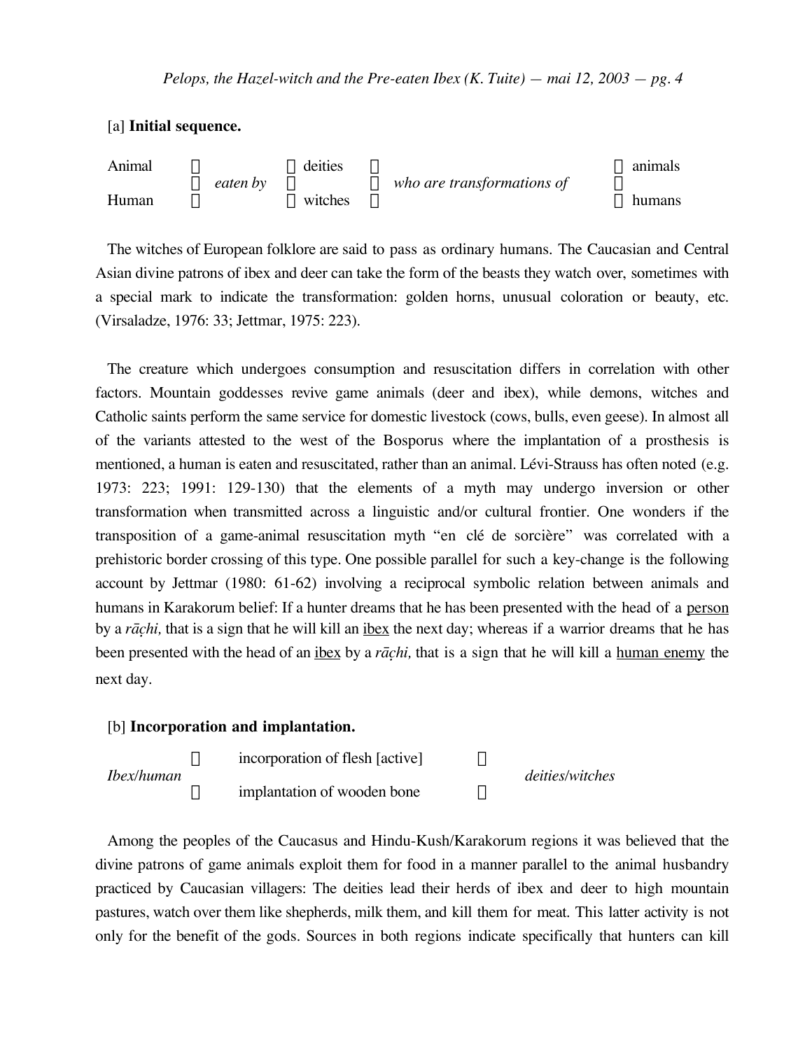[a] **Initial sequence.**

| Animal | | deities | | animals |
|---|---|---|---|---|
| | *eaten by* | | *who are transformations of* | |
| Human | | witches | | humans |

The witches of European folklore are said to pass as ordinary humans. The Caucasian and Central Asian divine patrons of ibex and deer can take the form of the beasts they watch over, sometimes with a special mark to indicate the transformation: golden horns, unusual coloration or beauty, etc. (Virsaladze, 1976: 33; Jettmar, 1975: 223).

The creature which undergoes consumption and resuscitation differs in correlation with other factors. Mountain goddesses revive game animals (deer and ibex), while demons, witches and Catholic saints perform the same service for domestic livestock (cows, bulls, even geese). In almost all of the variants attested to the west of the Bosporus where the implantation of a prosthesis is mentioned, a human is eaten and resuscitated, rather than an animal. Lévi-Strauss has often noted (e.g. 1973: 223; 1991: 129-130) that the elements of a myth may undergo inversion or other transformation when transmitted across a linguistic and/or cultural frontier. One wonders if the transposition of a game-animal resuscitation myth "en clé de sorcière" was correlated with a prehistoric border crossing of this type. One possible parallel for such a key-change is the following account by Jettmar (1980: 61-62) involving a reciprocal symbolic relation between animals and humans in Karakorum belief: If a hunter dreams that he has been presented with the head of a <u>person</u> by a *rāçhi,* that is a sign that he will kill an <u>ibex</u> the next day; whereas if a warrior dreams that he has been presented with the head of an <u>ibex</u> by a *rāçhi,* that is a sign that he will kill a <u>human enemy</u> the next day.

[b] **Incorporation and implantation.**

| | | |
|---|---|---|
| | incorporation of flesh [active] | |
| *Ibex/human* | | *deities/witches* |
| | implantation of wooden bone | |

Among the peoples of the Caucasus and Hindu-Kush/Karakorum regions it was believed that the divine patrons of game animals exploit them for food in a manner parallel to the animal husbandry practiced by Caucasian villagers: The deities lead their herds of ibex and deer to high mountain pastures, watch over them like shepherds, milk them, and kill them for meat. This latter activity is not only for the benefit of the gods. Sources in both regions indicate specifically that hunters can kill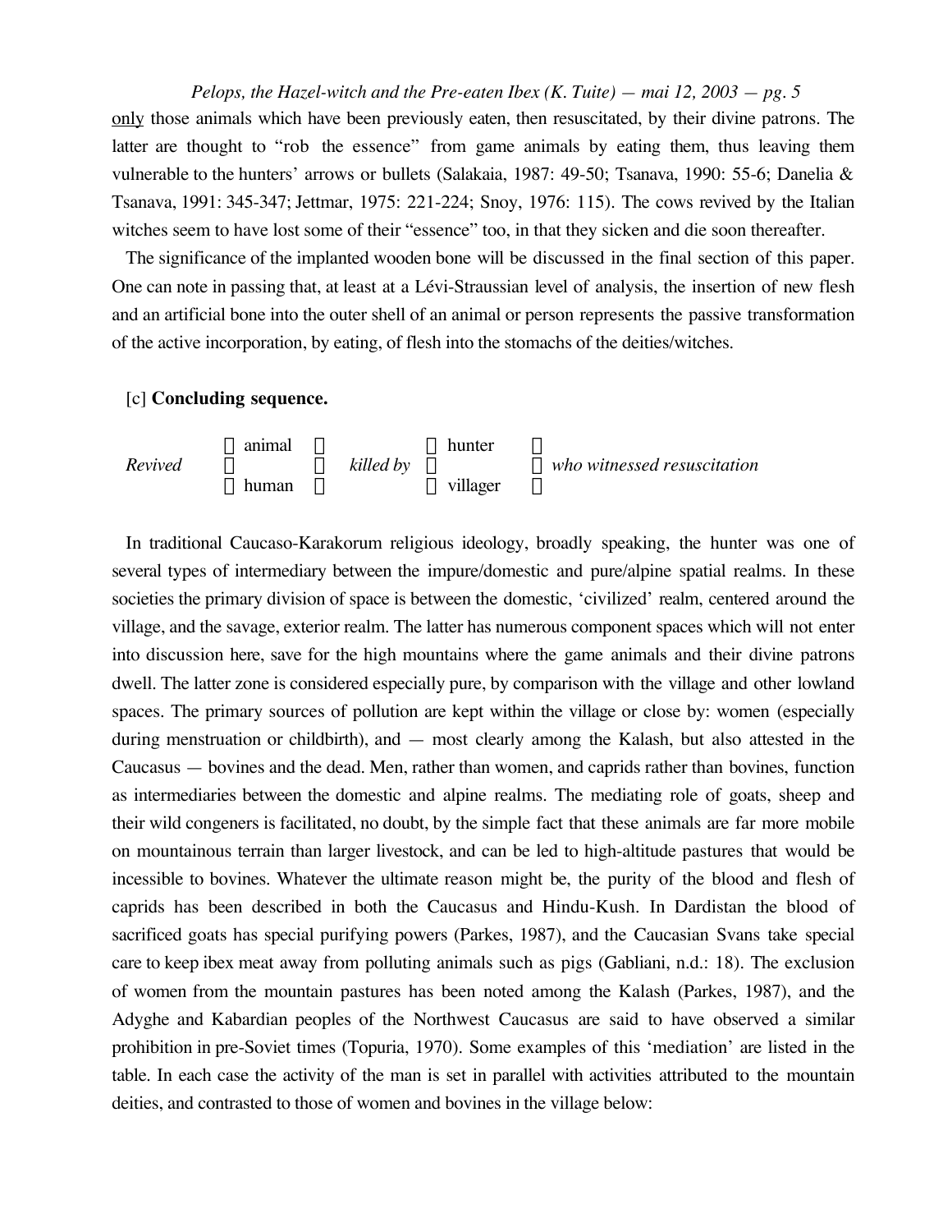<u>only</u> those animals which have been previously eaten, then resuscitated, by their divine patrons. The latter are thought to "rob the essence" from game animals by eating them, thus leaving them vulnerable to the hunters' arrows or bullets (Salakaia, 1987: 49-50; Tsanava, 1990: 55-6; Danelia & Tsanava, 1991: 345-347; Jettmar, 1975: 221-224; Snoy, 1976: 115). The cows revived by the Italian witches seem to have lost some of their "essence" too, in that they sicken and die soon thereafter.

The significance of the implanted wooden bone will be discussed in the final section of this paper. One can note in passing that, at least at a Lévi-Straussian level of analysis, the insertion of new flesh and an artificial bone into the outer shell of an animal or person represents the passive transformation of the active incorporation, by eating, of flesh into the stomachs of the deities/witches.

[c] **Concluding sequence.**

*Revived* { animal / human } *killed by* { hunter / villager } *who witnessed resuscitation*

In traditional Caucaso-Karakorum religious ideology, broadly speaking, the hunter was one of several types of intermediary between the impure/domestic and pure/alpine spatial realms. In these societies the primary division of space is between the domestic, 'civilized' realm, centered around the village, and the savage, exterior realm. The latter has numerous component spaces which will not enter into discussion here, save for the high mountains where the game animals and their divine patrons dwell. The latter zone is considered especially pure, by comparison with the village and other lowland spaces. The primary sources of pollution are kept within the village or close by: women (especially during menstruation or childbirth), and — most clearly among the Kalash, but also attested in the Caucasus — bovines and the dead. Men, rather than women, and caprids rather than bovines, function as intermediaries between the domestic and alpine realms. The mediating role of goats, sheep and their wild congeners is facilitated, no doubt, by the simple fact that these animals are far more mobile on mountainous terrain than larger livestock, and can be led to high-altitude pastures that would be incessible to bovines. Whatever the ultimate reason might be, the purity of the blood and flesh of caprids has been described in both the Caucasus and Hindu-Kush. In Dardistan the blood of sacrificed goats has special purifying powers (Parkes, 1987), and the Caucasian Svans take special care to keep ibex meat away from polluting animals such as pigs (Gabliani, n.d.: 18). The exclusion of women from the mountain pastures has been noted among the Kalash (Parkes, 1987), and the Adyghe and Kabardian peoples of the Northwest Caucasus are said to have observed a similar prohibition in pre-Soviet times (Topuria, 1970). Some examples of this 'mediation' are listed in the table. In each case the activity of the man is set in parallel with activities attributed to the mountain deities, and contrasted to those of women and bovines in the village below: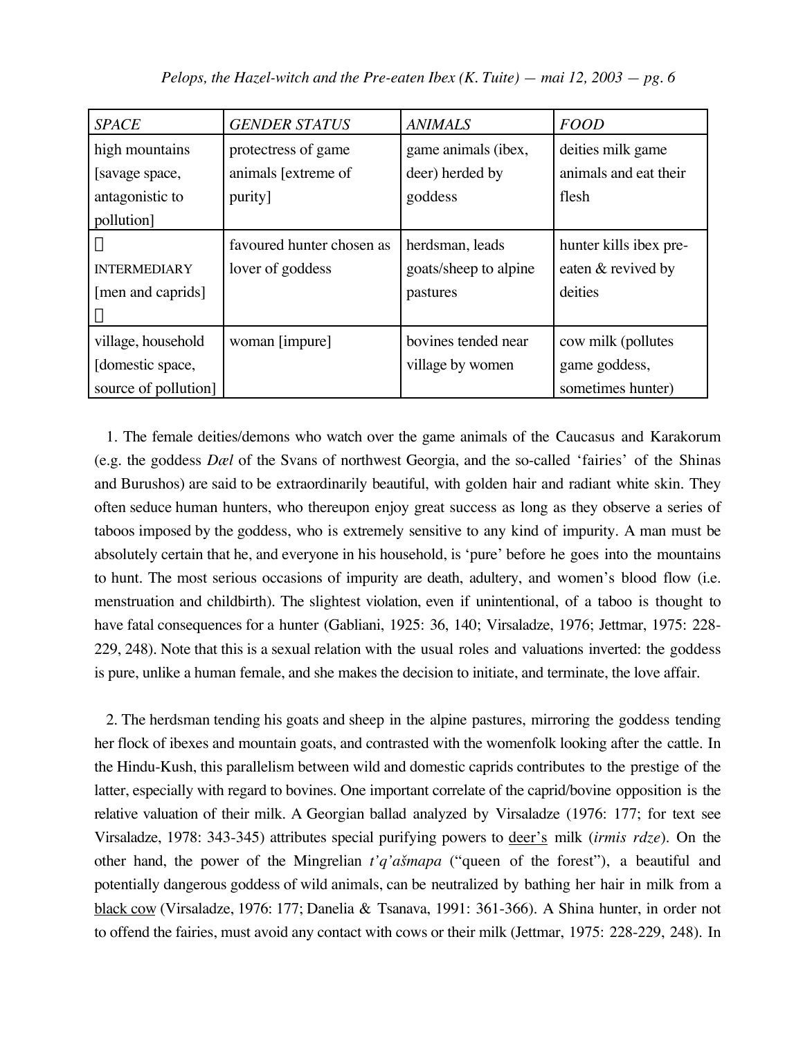| SPACE | GENDER STATUS | ANIMALS | FOOD |
|---|---|---|---|
| high mountains [savage space, antagonistic to pollution] | protectress of game animals [extreme of purity] | game animals (ibex, deer) herded by goddess | deities milk game animals and eat their flesh |
|  INTERMEDIARY [men and caprids]  | favoured hunter chosen as lover of goddess | herdsman, leads goats/sheep to alpine pastures | hunter kills ibex pre-eaten & revived by deities |
| village, household [domestic space, source of pollution] | woman [impure] | bovines tended near village by women | cow milk (pollutes game goddess, sometimes hunter) |

1. The female deities/demons who watch over the game animals of the Caucasus and Karakorum (e.g. the goddess *Dæl* of the Svans of northwest Georgia, and the so-called 'fairies' of the Shinas and Burushos) are said to be extraordinarily beautiful, with golden hair and radiant white skin. They often seduce human hunters, who thereupon enjoy great success as long as they observe a series of taboos imposed by the goddess, who is extremely sensitive to any kind of impurity. A man must be absolutely certain that he, and everyone in his household, is 'pure' before he goes into the mountains to hunt. The most serious occasions of impurity are death, adultery, and women's blood flow (i.e. menstruation and childbirth). The slightest violation, even if unintentional, of a taboo is thought to have fatal consequences for a hunter (Gabliani, 1925: 36, 140; Virsaladze, 1976; Jettmar, 1975: 228-229, 248). Note that this is a sexual relation with the usual roles and valuations inverted: the goddess is pure, unlike a human female, and she makes the decision to initiate, and terminate, the love affair.

2. The herdsman tending his goats and sheep in the alpine pastures, mirroring the goddess tending her flock of ibexes and mountain goats, and contrasted with the womenfolk looking after the cattle. In the Hindu-Kush, this parallelism between wild and domestic caprids contributes to the prestige of the latter, especially with regard to bovines. One important correlate of the caprid/bovine opposition is the relative valuation of their milk. A Georgian ballad analyzed by Virsaladze (1976: 177; for text see Virsaladze, 1978: 343-345) attributes special purifying powers to <u>deer's</u> milk (*irmis rdze*). On the other hand, the power of the Mingrelian *t'q'ašmapa* ("queen of the forest"), a beautiful and potentially dangerous goddess of wild animals, can be neutralized by bathing her hair in milk from a <u>black cow</u> (Virsaladze, 1976: 177; Danelia & Tsanava, 1991: 361-366). A Shina hunter, in order not to offend the fairies, must avoid any contact with cows or their milk (Jettmar, 1975: 228-229, 248). In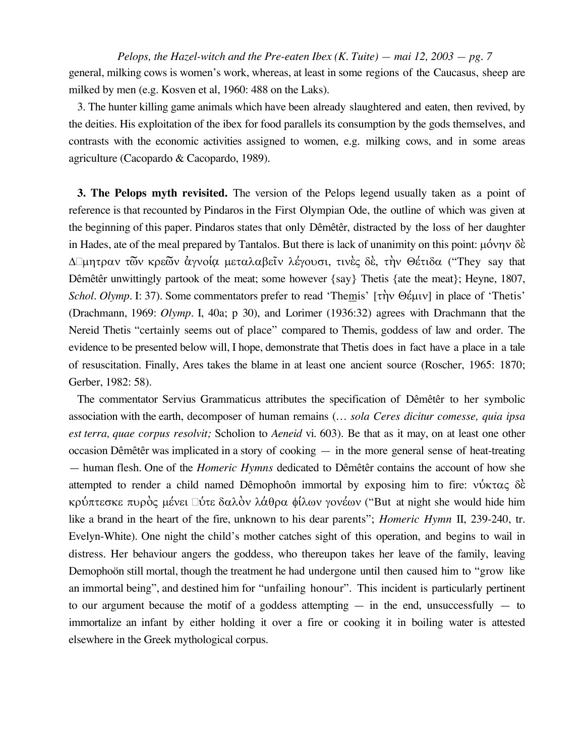general, milking cows is women's work, whereas, at least in some regions of the Caucasus, sheep are milked by men (e.g. Kosven et al, 1960: 488 on the Laks).

3. The hunter killing game animals which have been already slaughtered and eaten, then revived, by the deities. His exploitation of the ibex for food parallels its consumption by the gods themselves, and contrasts with the economic activities assigned to women, e.g. milking cows, and in some areas agriculture (Cacopardo & Cacopardo, 1989).

**3. The Pelops myth revisited.** The version of the Pelops legend usually taken as a point of reference is that recounted by Pindaros in the First Olympian Ode, the outline of which was given at the beginning of this paper. Pindaros states that only Dêmêtêr, distracted by the loss of her daughter in Hades, ate of the meal prepared by Tantalos. But there is lack of unanimity on this point: μόνην δὲ Δ□μητραν τῶν κρεῶν ἀγνοίᾳ μεταλαβεῖν λέγουσι, τινὲς δὲ, τὴν Θέτιδα ("They say that Dêmêtêr unwittingly partook of the meat; some however {say} Thetis {ate the meat}; Heyne, 1807, *Schol. Olymp.* I: 37). Some commentators prefer to read 'The<u>m</u>is' [τὴν Θέμιν] in place of 'Thetis' (Drachmann, 1969: *Olymp.* I, 40a; p 30), and Lorimer (1936:32) agrees with Drachmann that the Nereid Thetis "certainly seems out of place" compared to Themis, goddess of law and order. The evidence to be presented below will, I hope, demonstrate that Thetis does in fact have a place in a tale of resuscitation. Finally, Ares takes the blame in at least one ancient source (Roscher, 1965: 1870; Gerber, 1982: 58).

The commentator Servius Grammaticus attributes the specification of Dêmêtêr to her symbolic association with the earth, decomposer of human remains (*… sola Ceres dicitur comesse, quia ipsa est terra, quae corpus resolvit;* Scholion to *Aeneid* vi. 603). Be that as it may, on at least one other occasion Dêmêtêr was implicated in a story of cooking — in the more general sense of heat-treating — human flesh. One of the *Homeric Hymns* dedicated to Dêmêtêr contains the account of how she attempted to render a child named Dêmophoôn immortal by exposing him to fire: νύκτας δὲ κρύπτεσκε πυρὸς μένει □ύτε δαλὸν λάθρα φίλων γονέων ("But at night she would hide him like a brand in the heart of the fire, unknown to his dear parents"; *Homeric Hymn* II, 239-240, tr. Evelyn-White). One night the child's mother catches sight of this operation, and begins to wail in distress. Her behaviour angers the goddess, who thereupon takes her leave of the family, leaving Demophoön still mortal, though the treatment he had undergone until then caused him to "grow like an immortal being", and destined him for "unfailing honour". This incident is particularly pertinent to our argument because the motif of a goddess attempting — in the end, unsuccessfully — to immortalize an infant by either holding it over a fire or cooking it in boiling water is attested elsewhere in the Greek mythological corpus.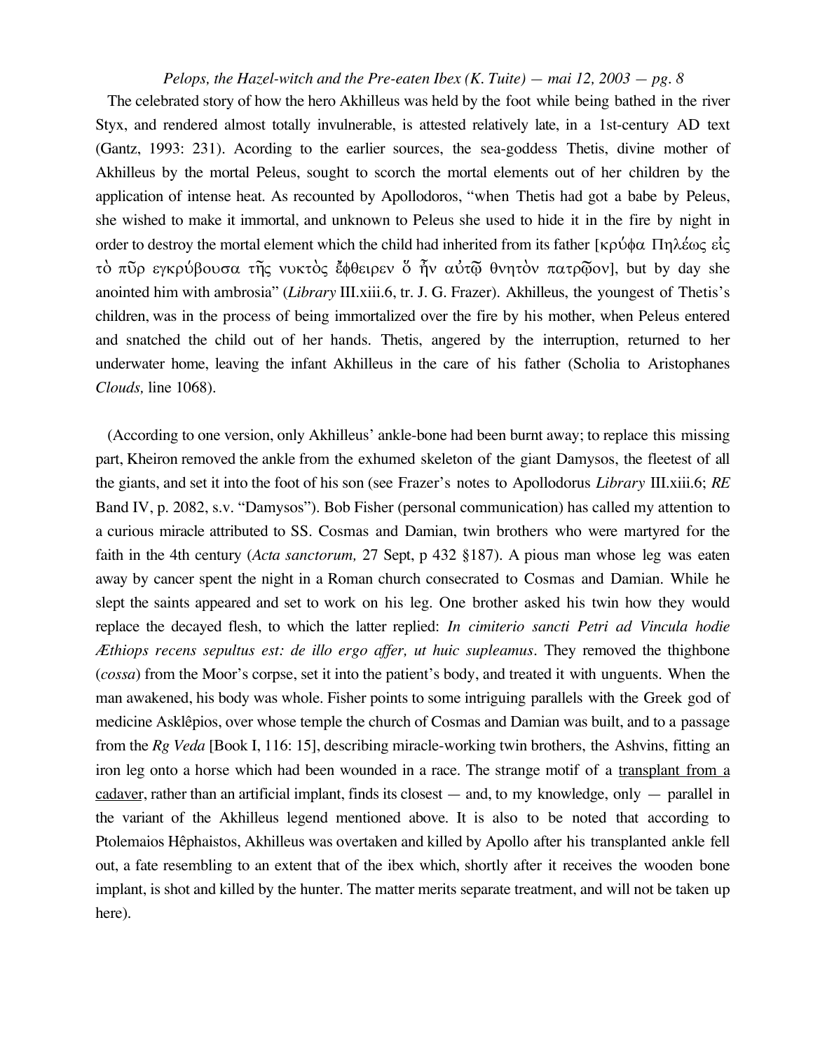The celebrated story of how the hero Akhilleus was held by the foot while being bathed in the river Styx, and rendered almost totally invulnerable, is attested relatively late, in a 1st-century AD text (Gantz, 1993: 231). Acording to the earlier sources, the sea-goddess Thetis, divine mother of Akhilleus by the mortal Peleus, sought to scorch the mortal elements out of her children by the application of intense heat. As recounted by Apollodoros, "when Thetis had got a babe by Peleus, she wished to make it immortal, and unknown to Peleus she used to hide it in the fire by night in order to destroy the mortal element which the child had inherited from its father [κρύφα Πηλέως εἰς τὸ πῦρ εγκρύβουσα τῆς νυκτὸς ἔφθειρεν ὅ ἦν αὐτῷ θνητὸν πατρῷον], but by day she anointed him with ambrosia" (*Library* III.xiii.6, tr. J. G. Frazer). Akhilleus, the youngest of Thetis's children, was in the process of being immortalized over the fire by his mother, when Peleus entered and snatched the child out of her hands. Thetis, angered by the interruption, returned to her underwater home, leaving the infant Akhilleus in the care of his father (Scholia to Aristophanes *Clouds,* line 1068).

(According to one version, only Akhilleus' ankle-bone had been burnt away; to replace this missing part, Kheiron removed the ankle from the exhumed skeleton of the giant Damysos, the fleetest of all the giants, and set it into the foot of his son (see Frazer's notes to Apollodorus *Library* III.xiii.6; *RE* Band IV, p. 2082, s.v. "Damysos"). Bob Fisher (personal communication) has called my attention to a curious miracle attributed to SS. Cosmas and Damian, twin brothers who were martyred for the faith in the 4th century (*Acta sanctorum,* 27 Sept, p 432 §187). A pious man whose leg was eaten away by cancer spent the night in a Roman church consecrated to Cosmas and Damian. While he slept the saints appeared and set to work on his leg. One brother asked his twin how they would replace the decayed flesh, to which the latter replied: *In cimiterio sancti Petri ad Vincula hodie Æthiops recens sepultus est: de illo ergo affer, ut huic supleamus*. They removed the thighbone (*cossa*) from the Moor's corpse, set it into the patient's body, and treated it with unguents. When the man awakened, his body was whole. Fisher points to some intriguing parallels with the Greek god of medicine Asklêpios, over whose temple the church of Cosmas and Damian was built, and to a passage from the *Rg Veda* [Book I, 116: 15], describing miracle-working twin brothers, the Ashvins, fitting an iron leg onto a horse which had been wounded in a race. The strange motif of a transplant from a cadaver, rather than an artificial implant, finds its closest — and, to my knowledge, only — parallel in the variant of the Akhilleus legend mentioned above. It is also to be noted that according to Ptolemaios Hêphaistos, Akhilleus was overtaken and killed by Apollo after his transplanted ankle fell out, a fate resembling to an extent that of the ibex which, shortly after it receives the wooden bone implant, is shot and killed by the hunter. The matter merits separate treatment, and will not be taken up here).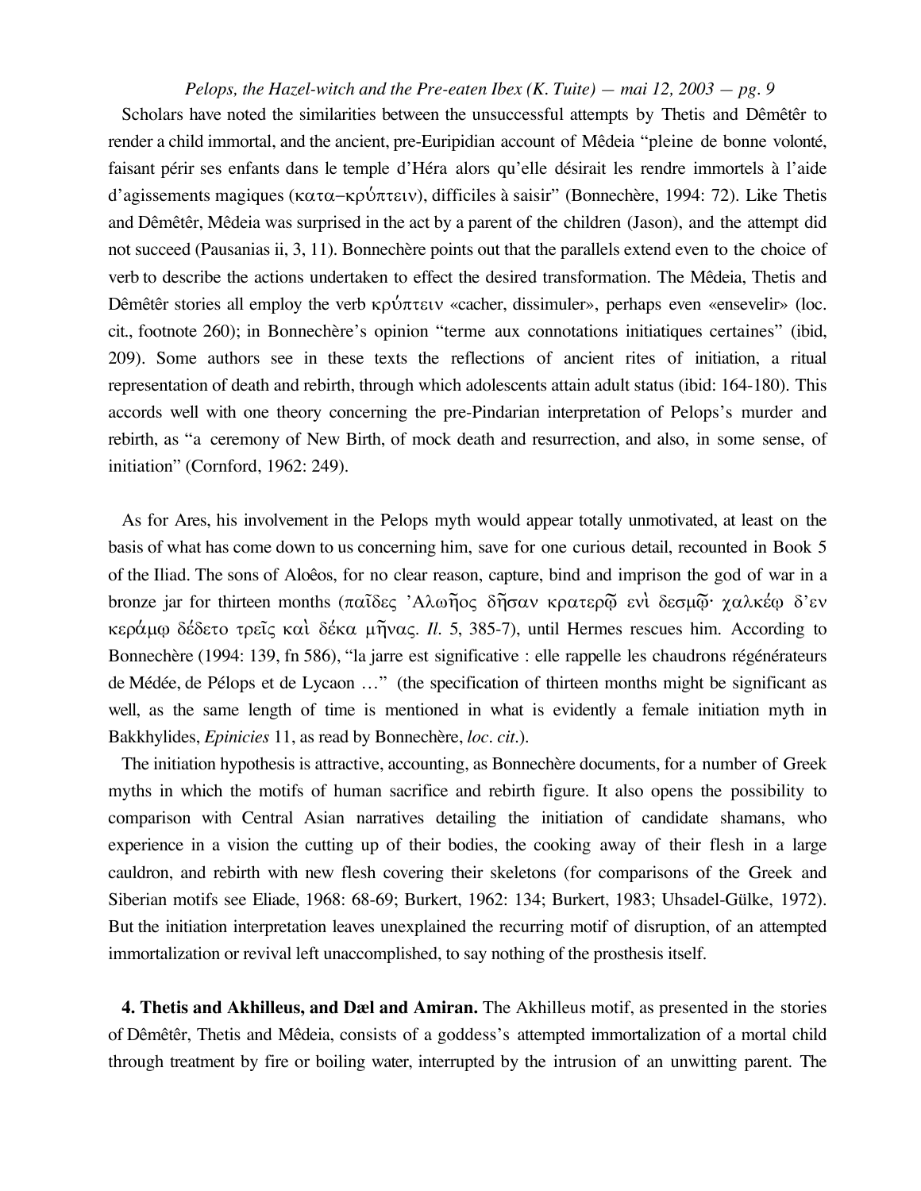Scholars have noted the similarities between the unsuccessful attempts by Thetis and Dêmêtêr to render a child immortal, and the ancient, pre-Euripidian account of Mêdeia "pleine de bonne volonté, faisant périr ses enfants dans le temple d'Héra alors qu'elle désirait les rendre immortels à l'aide d'agissements magiques (κατα–κρύπτειν), difficiles à saisir" (Bonnechère, 1994: 72). Like Thetis and Dêmêtêr, Mêdeia was surprised in the act by a parent of the children (Jason), and the attempt did not succeed (Pausanias ii, 3, 11). Bonnechère points out that the parallels extend even to the choice of verb to describe the actions undertaken to effect the desired transformation. The Mêdeia, Thetis and Dêmêtêr stories all employ the verb κρύπτειν «cacher, dissimuler», perhaps even «ensevelir» (loc. cit., footnote 260); in Bonnechère's opinion "terme aux connotations initiatiques certaines" (ibid, 209). Some authors see in these texts the reflections of ancient rites of initiation, a ritual representation of death and rebirth, through which adolescents attain adult status (ibid: 164-180). This accords well with one theory concerning the pre-Pindarian interpretation of Pelops's murder and rebirth, as "a ceremony of New Birth, of mock death and resurrection, and also, in some sense, of initiation" (Cornford, 1962: 249).

As for Ares, his involvement in the Pelops myth would appear totally unmotivated, at least on the basis of what has come down to us concerning him, save for one curious detail, recounted in Book 5 of the Iliad. The sons of Aloêos, for no clear reason, capture, bind and imprison the god of war in a bronze jar for thirteen months (παῖδες 'Αλωῆος δῆσαν κρατερῷ ενὶ δεσμῷ· χαλκέῳ δ'εν κεράμῳ δέδετο τρεῖς καὶ δέκα μῆνας. *Il.* 5, 385-7), until Hermes rescues him. According to Bonnechère (1994: 139, fn 586), "la jarre est significative : elle rappelle les chaudrons régénérateurs de Médée, de Pélops et de Lycaon …" (the specification of thirteen months might be significant as well, as the same length of time is mentioned in what is evidently a female initiation myth in Bakkhylides, *Epinicies* 11, as read by Bonnechère, *loc. cit.*).

The initiation hypothesis is attractive, accounting, as Bonnechère documents, for a number of Greek myths in which the motifs of human sacrifice and rebirth figure. It also opens the possibility to comparison with Central Asian narratives detailing the initiation of candidate shamans, who experience in a vision the cutting up of their bodies, the cooking away of their flesh in a large cauldron, and rebirth with new flesh covering their skeletons (for comparisons of the Greek and Siberian motifs see Eliade, 1968: 68-69; Burkert, 1962: 134; Burkert, 1983; Uhsadel-Gülke, 1972). But the initiation interpretation leaves unexplained the recurring motif of disruption, of an attempted immortalization or revival left unaccomplished, to say nothing of the prosthesis itself.

**4. Thetis and Akhilleus, and Dæl and Amiran.** The Akhilleus motif, as presented in the stories of Dêmêtêr, Thetis and Mêdeia, consists of a goddess's attempted immortalization of a mortal child through treatment by fire or boiling water, interrupted by the intrusion of an unwitting parent. The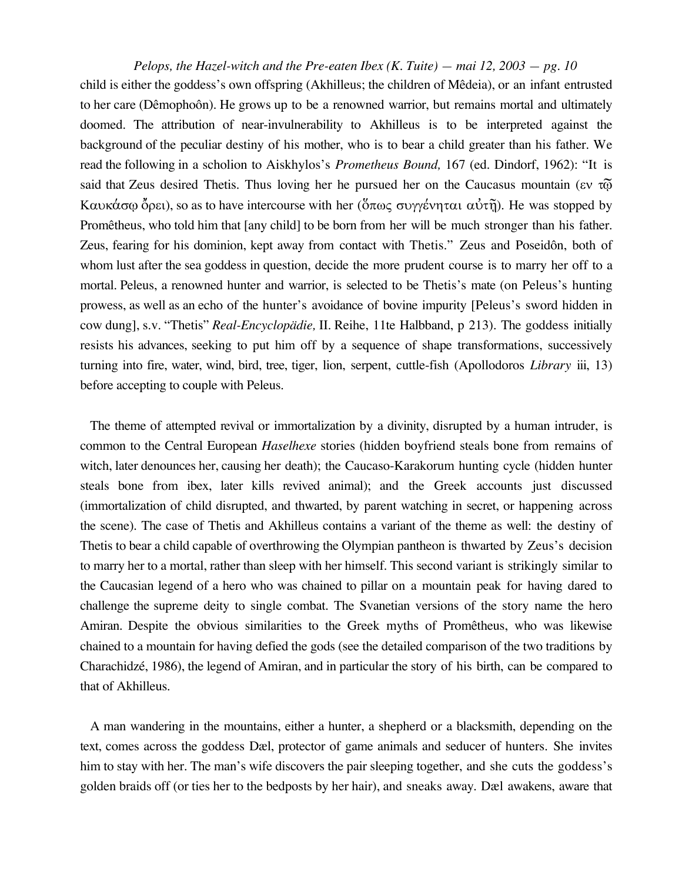child is either the goddess's own offspring (Akhilleus; the children of Mêdeia), or an infant entrusted to her care (Dêmophoôn). He grows up to be a renowned warrior, but remains mortal and ultimately doomed. The attribution of near-invulnerability to Akhilleus is to be interpreted against the background of the peculiar destiny of his mother, who is to bear a child greater than his father. We read the following in a scholion to Aiskhylos's *Prometheus Bound,* 167 (ed. Dindorf, 1962): "It is said that Zeus desired Thetis. Thus loving her he pursued her on the Caucasus mountain (εν τῷ Καυκάσῳ ὄρει), so as to have intercourse with her (ὅπως συγγένηται αὐτῇ). He was stopped by Promêtheus, who told him that [any child] to be born from her will be much stronger than his father. Zeus, fearing for his dominion, kept away from contact with Thetis." Zeus and Poseidôn, both of whom lust after the sea goddess in question, decide the more prudent course is to marry her off to a mortal. Peleus, a renowned hunter and warrior, is selected to be Thetis's mate (on Peleus's hunting prowess, as well as an echo of the hunter's avoidance of bovine impurity [Peleus's sword hidden in cow dung], s.v. "Thetis" *Real-Encyclopädie,* II. Reihe, 11te Halbband, p 213). The goddess initially resists his advances, seeking to put him off by a sequence of shape transformations, successively turning into fire, water, wind, bird, tree, tiger, lion, serpent, cuttle-fish (Apollodoros *Library* iii, 13) before accepting to couple with Peleus.

The theme of attempted revival or immortalization by a divinity, disrupted by a human intruder, is common to the Central European *Haselhexe* stories (hidden boyfriend steals bone from remains of witch, later denounces her, causing her death); the Caucaso-Karakorum hunting cycle (hidden hunter steals bone from ibex, later kills revived animal); and the Greek accounts just discussed (immortalization of child disrupted, and thwarted, by parent watching in secret, or happening across the scene). The case of Thetis and Akhilleus contains a variant of the theme as well: the destiny of Thetis to bear a child capable of overthrowing the Olympian pantheon is thwarted by Zeus's decision to marry her to a mortal, rather than sleep with her himself. This second variant is strikingly similar to the Caucasian legend of a hero who was chained to pillar on a mountain peak for having dared to challenge the supreme deity to single combat. The Svanetian versions of the story name the hero Amiran. Despite the obvious similarities to the Greek myths of Promêtheus, who was likewise chained to a mountain for having defied the gods (see the detailed comparison of the two traditions by Charachidzé, 1986), the legend of Amiran, and in particular the story of his birth, can be compared to that of Akhilleus.

A man wandering in the mountains, either a hunter, a shepherd or a blacksmith, depending on the text, comes across the goddess Dæl, protector of game animals and seducer of hunters. She invites him to stay with her. The man's wife discovers the pair sleeping together, and she cuts the goddess's golden braids off (or ties her to the bedposts by her hair), and sneaks away. Dæl awakens, aware that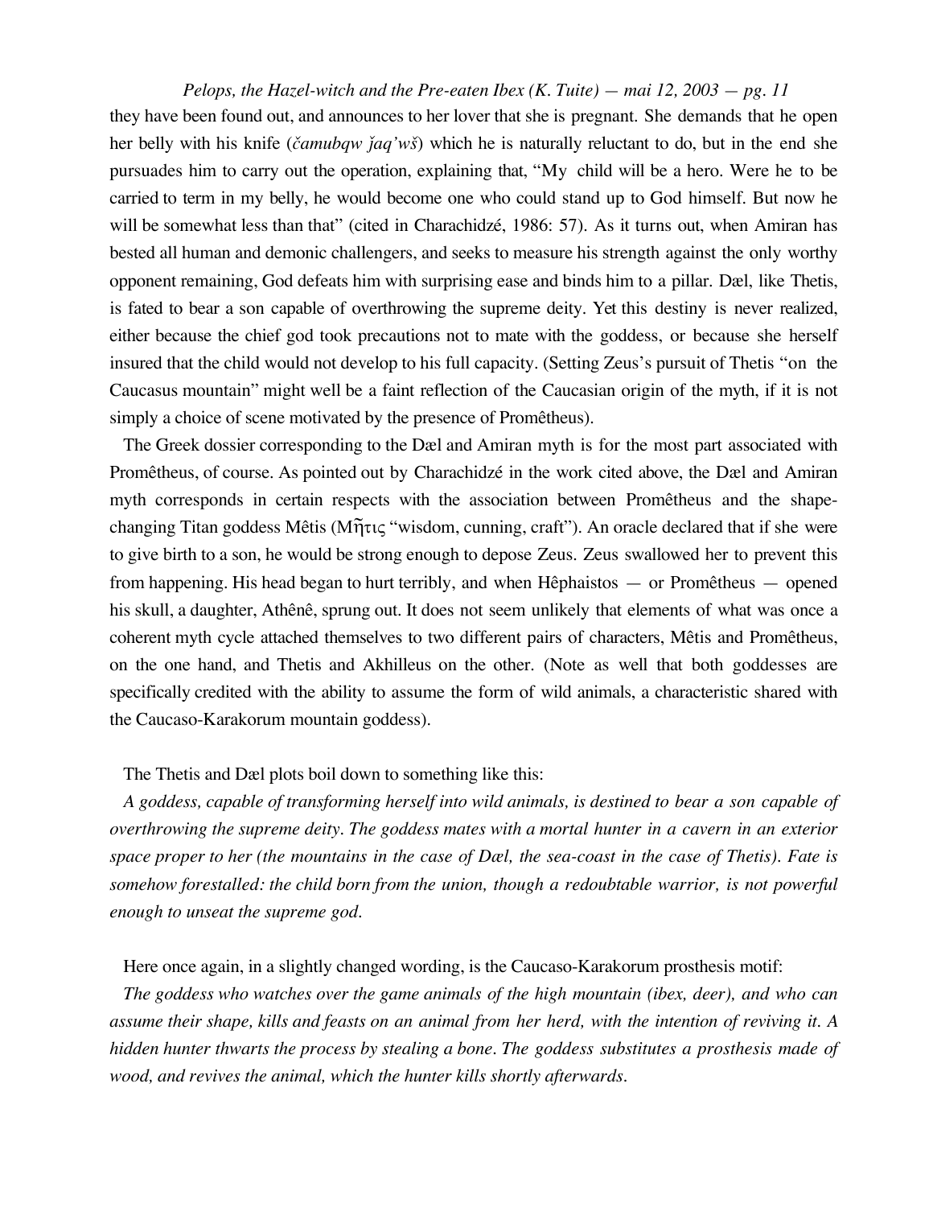they have been found out, and announces to her lover that she is pregnant. She demands that he open her belly with his knife (*čamubqw ǰaq'wš*) which he is naturally reluctant to do, but in the end she pursuades him to carry out the operation, explaining that, "My child will be a hero. Were he to be carried to term in my belly, he would become one who could stand up to God himself. But now he will be somewhat less than that" (cited in Charachidzé, 1986: 57). As it turns out, when Amiran has bested all human and demonic challengers, and seeks to measure his strength against the only worthy opponent remaining, God defeats him with surprising ease and binds him to a pillar. Dæl, like Thetis, is fated to bear a son capable of overthrowing the supreme deity. Yet this destiny is never realized, either because the chief god took precautions not to mate with the goddess, or because she herself insured that the child would not develop to his full capacity. (Setting Zeus's pursuit of Thetis "on the Caucasus mountain" might well be a faint reflection of the Caucasian origin of the myth, if it is not simply a choice of scene motivated by the presence of Promêtheus).

The Greek dossier corresponding to the Dæl and Amiran myth is for the most part associated with Promêtheus, of course. As pointed out by Charachidzé in the work cited above, the Dæl and Amiran myth corresponds in certain respects with the association between Promêtheus and the shape-changing Titan goddess Mêtis (Μῆτις "wisdom, cunning, craft"). An oracle declared that if she were to give birth to a son, he would be strong enough to depose Zeus. Zeus swallowed her to prevent this from happening. His head began to hurt terribly, and when Hêphaistos — or Promêtheus — opened his skull, a daughter, Athênê, sprung out. It does not seem unlikely that elements of what was once a coherent myth cycle attached themselves to two different pairs of characters, Mêtis and Promêtheus, on the one hand, and Thetis and Akhilleus on the other. (Note as well that both goddesses are specifically credited with the ability to assume the form of wild animals, a characteristic shared with the Caucaso-Karakorum mountain goddess).

The Thetis and Dæl plots boil down to something like this:

*A goddess, capable of transforming herself into wild animals, is destined to bear a son capable of overthrowing the supreme deity. The goddess mates with a mortal hunter in a cavern in an exterior space proper to her (the mountains in the case of Dæl, the sea-coast in the case of Thetis). Fate is somehow forestalled: the child born from the union, though a redoubtable warrior, is not powerful enough to unseat the supreme god.*

Here once again, in a slightly changed wording, is the Caucaso-Karakorum prosthesis motif:

*The goddess who watches over the game animals of the high mountain (ibex, deer), and who can assume their shape, kills and feasts on an animal from her herd, with the intention of reviving it. A hidden hunter thwarts the process by stealing a bone. The goddess substitutes a prosthesis made of wood, and revives the animal, which the hunter kills shortly afterwards.*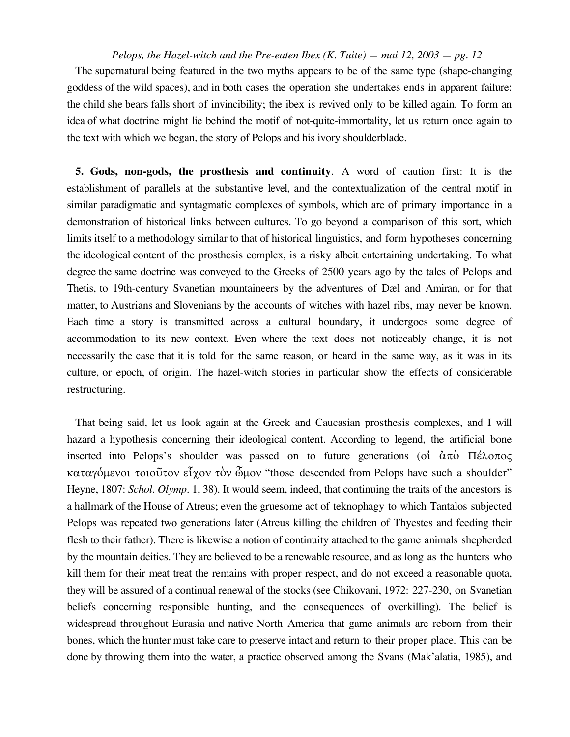The supernatural being featured in the two myths appears to be of the same type (shape-changing goddess of the wild spaces), and in both cases the operation she undertakes ends in apparent failure: the child she bears falls short of invincibility; the ibex is revived only to be killed again. To form an idea of what doctrine might lie behind the motif of not-quite-immortality, let us return once again to the text with which we began, the story of Pelops and his ivory shoulderblade.

**5. Gods, non-gods, the prosthesis and continuity**. A word of caution first: It is the establishment of parallels at the substantive level, and the contextualization of the central motif in similar paradigmatic and syntagmatic complexes of symbols, which are of primary importance in a demonstration of historical links between cultures. To go beyond a comparison of this sort, which limits itself to a methodology similar to that of historical linguistics, and form hypotheses concerning the ideological content of the prosthesis complex, is a risky albeit entertaining undertaking. To what degree the same doctrine was conveyed to the Greeks of 2500 years ago by the tales of Pelops and Thetis, to 19th-century Svanetian mountaineers by the adventures of Dæl and Amiran, or for that matter, to Austrians and Slovenians by the accounts of witches with hazel ribs, may never be known. Each time a story is transmitted across a cultural boundary, it undergoes some degree of accommodation to its new context. Even where the text does not noticeably change, it is not necessarily the case that it is told for the same reason, or heard in the same way, as it was in its culture, or epoch, of origin. The hazel-witch stories in particular show the effects of considerable restructuring.

That being said, let us look again at the Greek and Caucasian prosthesis complexes, and I will hazard a hypothesis concerning their ideological content. According to legend, the artificial bone inserted into Pelops's shoulder was passed on to future generations (οἱ ἀπὸ Πέλοπος καταγόμενοι τοιοῦτον εἶχον τὸν ὦμον "those descended from Pelops have such a shoulder" Heyne, 1807: *Schol. Olymp*. 1, 38). It would seem, indeed, that continuing the traits of the ancestors is a hallmark of the House of Atreus; even the gruesome act of teknophagy to which Tantalos subjected Pelops was repeated two generations later (Atreus killing the children of Thyestes and feeding their flesh to their father). There is likewise a notion of continuity attached to the game animals shepherded by the mountain deities. They are believed to be a renewable resource, and as long as the hunters who kill them for their meat treat the remains with proper respect, and do not exceed a reasonable quota, they will be assured of a continual renewal of the stocks (see Chikovani, 1972: 227-230, on Svanetian beliefs concerning responsible hunting, and the consequences of overkilling). The belief is widespread throughout Eurasia and native North America that game animals are reborn from their bones, which the hunter must take care to preserve intact and return to their proper place. This can be done by throwing them into the water, a practice observed among the Svans (Mak'alatia, 1985), and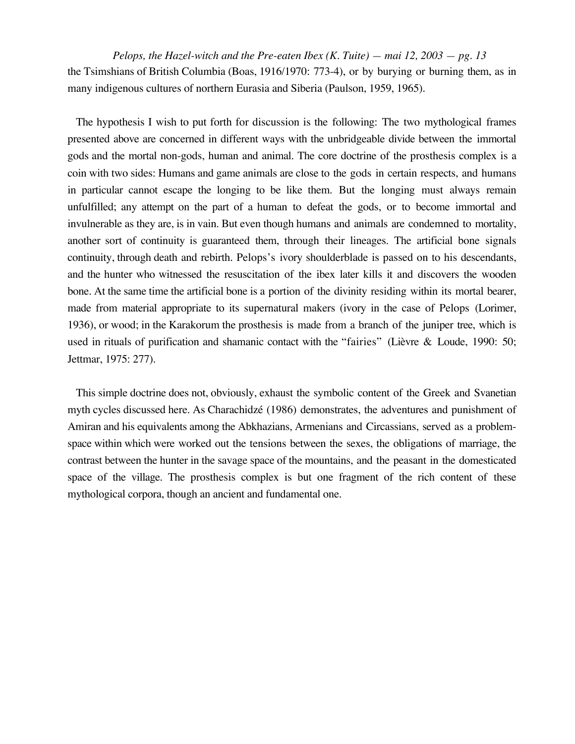the Tsimshians of British Columbia (Boas, 1916/1970: 773-4), or by burying or burning them, as in many indigenous cultures of northern Eurasia and Siberia (Paulson, 1959, 1965).

The hypothesis I wish to put forth for discussion is the following: The two mythological frames presented above are concerned in different ways with the unbridgeable divide between the immortal gods and the mortal non-gods, human and animal. The core doctrine of the prosthesis complex is a coin with two sides: Humans and game animals are close to the gods in certain respects, and humans in particular cannot escape the longing to be like them. But the longing must always remain unfulfilled; any attempt on the part of a human to defeat the gods, or to become immortal and invulnerable as they are, is in vain. But even though humans and animals are condemned to mortality, another sort of continuity is guaranteed them, through their lineages. The artificial bone signals continuity, through death and rebirth. Pelops's ivory shoulderblade is passed on to his descendants, and the hunter who witnessed the resuscitation of the ibex later kills it and discovers the wooden bone. At the same time the artificial bone is a portion of the divinity residing within its mortal bearer, made from material appropriate to its supernatural makers (ivory in the case of Pelops (Lorimer, 1936), or wood; in the Karakorum the prosthesis is made from a branch of the juniper tree, which is used in rituals of purification and shamanic contact with the "fairies" (Lièvre & Loude, 1990: 50; Jettmar, 1975: 277).

This simple doctrine does not, obviously, exhaust the symbolic content of the Greek and Svanetian myth cycles discussed here. As Charachidzé (1986) demonstrates, the adventures and punishment of Amiran and his equivalents among the Abkhazians, Armenians and Circassians, served as a problem-space within which were worked out the tensions between the sexes, the obligations of marriage, the contrast between the hunter in the savage space of the mountains, and the peasant in the domesticated space of the village. The prosthesis complex is but one fragment of the rich content of these mythological corpora, though an ancient and fundamental one.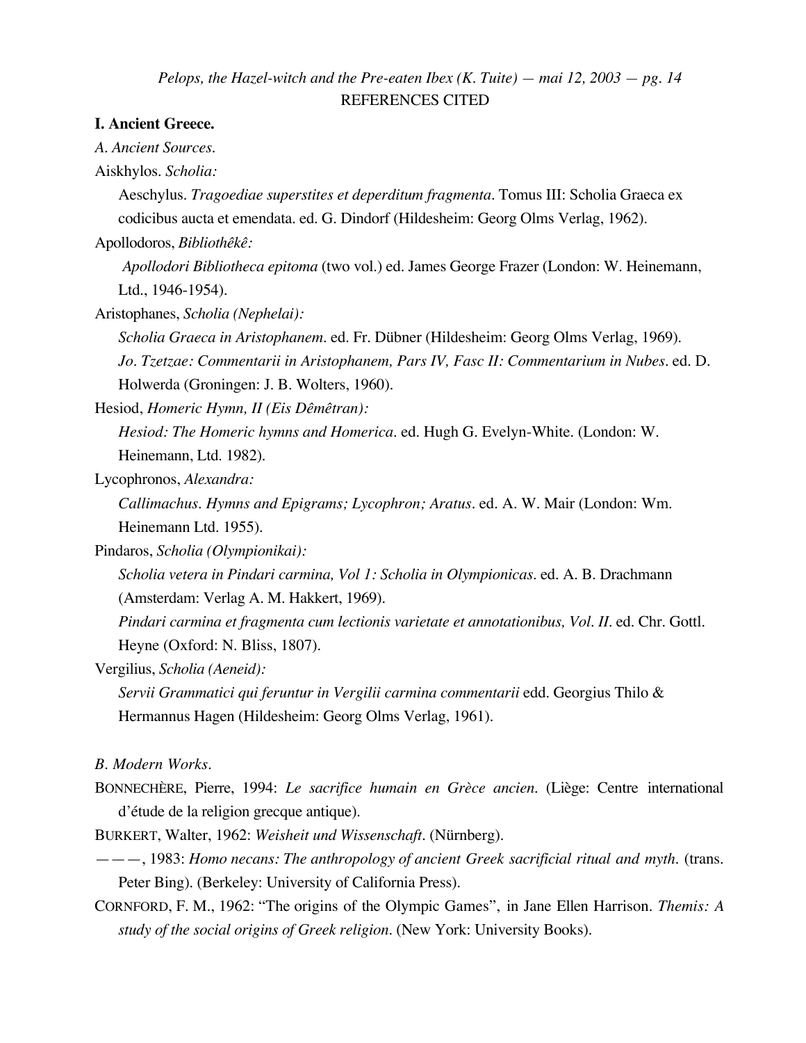## REFERENCES CITED

### I. Ancient Greece.

*A. Ancient Sources.*

Aiskhylos. *Scholia:*

Aeschylus. *Tragoediae superstites et deperditum fragmenta*. Tomus III: Scholia Graeca ex codicibus aucta et emendata. ed. G. Dindorf (Hildesheim: Georg Olms Verlag, 1962).

Apollodoros, *Bibliothêkê:*

*Apollodori Bibliotheca epitoma* (two vol.) ed. James George Frazer (London: W. Heinemann, Ltd., 1946-1954).

Aristophanes, *Scholia (Nephelai):*

*Scholia Graeca in Aristophanem*. ed. Fr. Dübner (Hildesheim: Georg Olms Verlag, 1969).

*Jo. Tzetzae: Commentarii in Aristophanem, Pars IV, Fasc II: Commentarium in Nubes*. ed. D. Holwerda (Groningen: J. B. Wolters, 1960).

Hesiod, *Homeric Hymn, II (Eis Dêmêtran):*

*Hesiod: The Homeric hymns and Homerica*. ed. Hugh G. Evelyn-White. (London: W. Heinemann, Ltd. 1982).

Lycophronos, *Alexandra:*

*Callimachus. Hymns and Epigrams; Lycophron; Aratus*. ed. A. W. Mair (London: Wm. Heinemann Ltd. 1955).

Pindaros, *Scholia (Olympionikai):*

*Scholia vetera in Pindari carmina, Vol 1: Scholia in Olympionicas*. ed. A. B. Drachmann (Amsterdam: Verlag A. M. Hakkert, 1969).

*Pindari carmina et fragmenta cum lectionis varietate et annotationibus, Vol. II*. ed. Chr. Gottl. Heyne (Oxford: N. Bliss, 1807).

Vergilius, *Scholia (Aeneid):*

*Servii Grammatici qui feruntur in Vergilii carmina commentarii* edd. Georgius Thilo & Hermannus Hagen (Hildesheim: Georg Olms Verlag, 1961).

*B. Modern Works.*

BONNECHÈRE, Pierre, 1994: *Le sacrifice humain en Grèce ancien*. (Liège: Centre international d'étude de la religion grecque antique).

BURKERT, Walter, 1962: *Weisheit und Wissenschaft*. (Nürnberg).

———, 1983: *Homo necans: The anthropology of ancient Greek sacrificial ritual and myth*. (trans. Peter Bing). (Berkeley: University of California Press).

CORNFORD, F. M., 1962: "The origins of the Olympic Games", in Jane Ellen Harrison. *Themis: A study of the social origins of Greek religion*. (New York: University Books).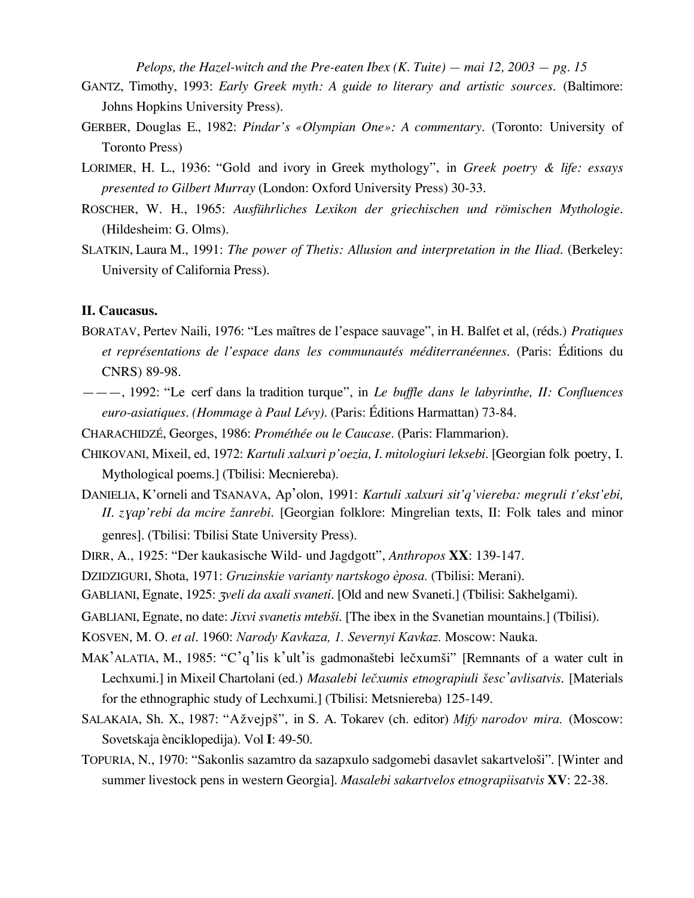GANTZ, Timothy, 1993: *Early Greek myth: A guide to literary and artistic sources*. (Baltimore: Johns Hopkins University Press).

GERBER, Douglas E., 1982: *Pindar's «Olympian One»: A commentary*. (Toronto: University of Toronto Press)

LORIMER, H. L., 1936: "Gold and ivory in Greek mythology", in *Greek poetry & life: essays presented to Gilbert Murray* (London: Oxford University Press) 30-33.

ROSCHER, W. H., 1965: *Ausführliches Lexikon der griechischen und römischen Mythologie*. (Hildesheim: G. Olms).

SLATKIN, Laura M., 1991: *The power of Thetis: Allusion and interpretation in the Iliad*. (Berkeley: University of California Press).

**II. Caucasus.**

BORATAV, Pertev Naili, 1976: "Les maîtres de l'espace sauvage", in H. Balfet et al, (réds.) *Pratiques et représentations de l'espace dans les communautés méditerranéennes*. (Paris: Éditions du CNRS) 89-98.

———, 1992: "Le cerf dans la tradition turque", in *Le buffle dans le labyrinthe, II: Confluences euro-asiatiques. (Hommage à Paul Lévy)*. (Paris: Éditions Harmattan) 73-84.

CHARACHIDZÉ, Georges, 1986: *Prométhée ou le Caucase*. (Paris: Flammarion).

CHIKOVANI, Mixeil, ed, 1972: *Kartuli xalxuri p'oezia, I. mitologiuri leksebi*. [Georgian folk poetry, I. Mythological poems.] (Tbilisi: Mecniereba).

DANIELIA, K'orneli and TSANAVA, Ap'olon, 1991: *Kartuli xalxuri sit'q'viereba: megruli t'ekst'ebi, II. zɣap'rebi da mcire žanrebi*. [Georgian folklore: Mingrelian texts, II: Folk tales and minor genres]. (Tbilisi: Tbilisi State University Press).

DIRR, A., 1925: "Der kaukasische Wild- und Jagdgott", *Anthropos* **XX**: 139-147.

DZIDZIGURI, Shota, 1971: *Gruzinskie varianty nartskogo èposa.* (Tbilisi: Merani).

GABLIANI, Egnate, 1925: *ʒveli da axali svaneti*. [Old and new Svaneti.] (Tbilisi: Sakhelgami).

GABLIANI, Egnate, no date: *Jixvi svanetis mtebši*. [The ibex in the Svanetian mountains.] (Tbilisi).

KOSVEN, M. O. *et al*. 1960: *Narody Kavkaza, 1. Severnyi Kavkaz.* Moscow: Nauka.

MAK'ALATIA, M., 1985: "C'q'lis k'ult'is gadmonaštebi lečxumši" [Remnants of a water cult in Lechxumi.] in Mixeil Chartolani (ed.) *Masalebi lečxumis etnograpiuli šesc'avlisatvis*. [Materials for the ethnographic study of Lechxumi.] (Tbilisi: Metsniereba) 125-149.

SALAKAIA, Sh. X., 1987: "Ažvejpš", in S. A. Tokarev (ch. editor) *Mify narodov mira.* (Moscow: Sovetskaja ènciklopedija). Vol **I**: 49-50.

TOPURIA, N., 1970: "Sakonlis sazamtro da sazapxulo sadgomebi dasavlet sakartveloši". [Winter and summer livestock pens in western Georgia]. *Masalebi sakartvelos etnograpiisatvis* **XV**: 22-38.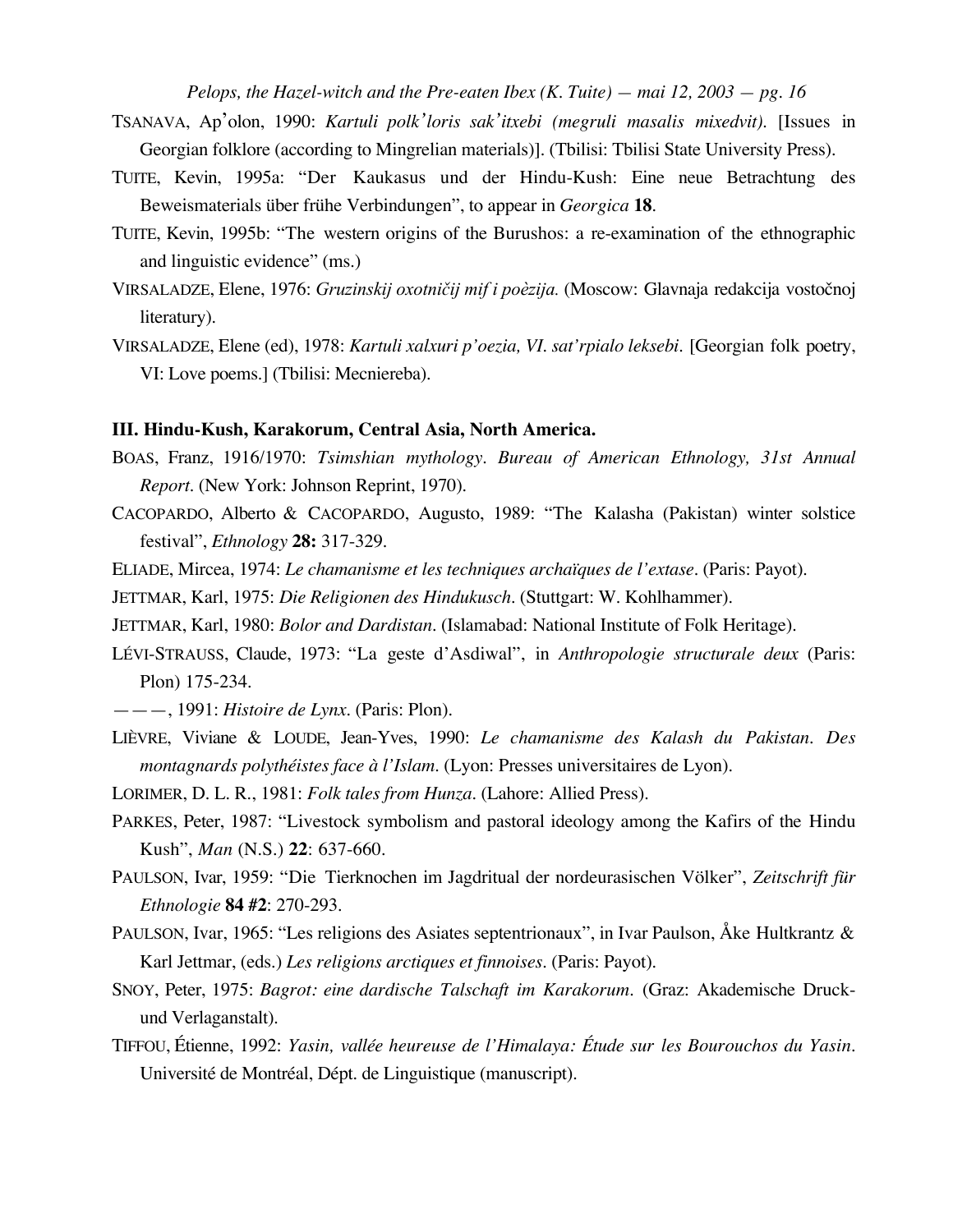TSANAVA, Ap'olon, 1990: *Kartuli polk'loris sak'itxebi (megruli masalis mixedvit).* [Issues in Georgian folklore (according to Mingrelian materials)]. (Tbilisi: Tbilisi State University Press).

TUITE, Kevin, 1995a: "Der Kaukasus und der Hindu-Kush: Eine neue Betrachtung des Beweismaterials über frühe Verbindungen", to appear in *Georgica* **18**.

TUITE, Kevin, 1995b: "The western origins of the Burushos: a re-examination of the ethnographic and linguistic evidence" (ms.)

VIRSALADZE, Elene, 1976: *Gruzinskij oxotničij mif i poèzija.* (Moscow: Glavnaja redakcija vostočnoj literatury).

VIRSALADZE, Elene (ed), 1978: *Kartuli xalxuri p'oezia, VI. sat'rpialo leksebi.* [Georgian folk poetry, VI: Love poems.] (Tbilisi: Mecniereba).

### III. Hindu-Kush, Karakorum, Central Asia, North America.

BOAS, Franz, 1916/1970: *Tsimshian mythology. Bureau of American Ethnology, 31st Annual Report.* (New York: Johnson Reprint, 1970).

CACOPARDO, Alberto & CACOPARDO, Augusto, 1989: "The Kalasha (Pakistan) winter solstice festival", *Ethnology* **28:** 317-329.

ELIADE, Mircea, 1974: *Le chamanisme et les techniques archaïques de l'extase.* (Paris: Payot).

JETTMAR, Karl, 1975: *Die Religionen des Hindukusch.* (Stuttgart: W. Kohlhammer).

JETTMAR, Karl, 1980: *Bolor and Dardistan.* (Islamabad: National Institute of Folk Heritage).

LÉVI-STRAUSS, Claude, 1973: "La geste d'Asdiwal", in *Anthropologie structurale deux* (Paris: Plon) 175-234.

———, 1991: *Histoire de Lynx.* (Paris: Plon).

LIÈVRE, Viviane & LOUDE, Jean-Yves, 1990: *Le chamanisme des Kalash du Pakistan. Des montagnards polythéistes face à l'Islam.* (Lyon: Presses universitaires de Lyon).

LORIMER, D. L. R., 1981: *Folk tales from Hunza.* (Lahore: Allied Press).

PARKES, Peter, 1987: "Livestock symbolism and pastoral ideology among the Kafirs of the Hindu Kush", *Man* (N.S.) **22**: 637-660.

PAULSON, Ivar, 1959: "Die Tierknochen im Jagdritual der nordeurasischen Völker", *Zeitschrift für Ethnologie* **84 #2**: 270-293.

PAULSON, Ivar, 1965: "Les religions des Asiates septentrionaux", in Ivar Paulson, Åke Hultkrantz & Karl Jettmar, (eds.) *Les religions arctiques et finnoises.* (Paris: Payot).

SNOY, Peter, 1975: *Bagrot: eine dardische Talschaft im Karakorum.* (Graz: Akademische Druck- und Verlaganstalt).

TIFFOU, Étienne, 1992: *Yasin, vallée heureuse de l'Himalaya: Étude sur les Bourouchos du Yasin.* Université de Montréal, Dépt. de Linguistique (manuscript).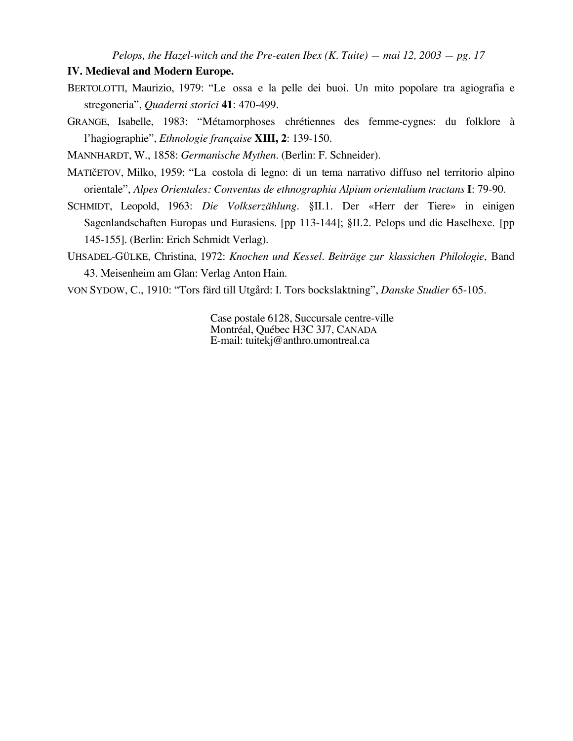## IV. Medieval and Modern Europe.

BERTOLOTTI, Maurizio, 1979: "Le ossa e la pelle dei buoi. Un mito popolare tra agiografia e stregoneria", *Quaderni storici* **41**: 470-499.

GRANGE, Isabelle, 1983: "Métamorphoses chrétiennes des femme-cygnes: du folklore à l'hagiographie", *Ethnologie française* **XIII, 2**: 139-150.

MANNHARDT, W., 1858: *Germanische Mythen*. (Berlin: F. Schneider).

MATIČETOV, Milko, 1959: "La costola di legno: di un tema narrativo diffuso nel territorio alpino orientale", *Alpes Orientales: Conventus de ethnographia Alpium orientalium tractans* **I**: 79-90.

SCHMIDT, Leopold, 1963: *Die Volkserzählung*. §II.1. Der «Herr der Tiere» in einigen Sagenlandschaften Europas und Eurasiens. [pp 113-144]; §II.2. Pelops und die Haselhexe. [pp 145-155]. (Berlin: Erich Schmidt Verlag).

UHSADEL-GÜLKE, Christina, 1972: *Knochen und Kessel*. *Beiträge zur klassichen Philologie*, Band 43. Meisenheim am Glan: Verlag Anton Hain.

VON SYDOW, C., 1910: "Tors färd till Utgård: I. Tors bockslaktning", *Danske Studier* 65-105.

Case postale 6128, Succursale centre-ville
Montréal, Québec H3C 3J7, CANADA
E-mail: tuitekj@anthro.umontreal.ca